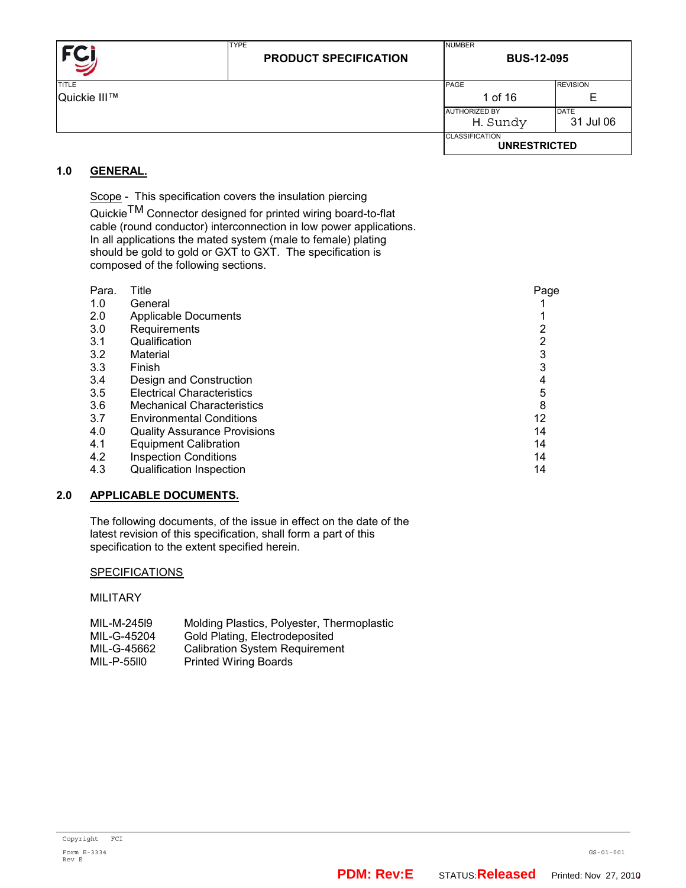| FCI | TYPE<br>**PRODUCT SPECIFICATION** | NUMBER<br>**BUS-12-095** | |
|---|---|---|---|
| TITLE<br>Quickie III™ | | PAGE<br>1 of 16 | REVISION<br>E |
| | | AUTHORIZED BY<br>H. Sundy | DATE<br>31 Jul 06 |
| | | CLASSIFICATION<br>**UNRESTRICTED** | |

## 1.0 GENERAL.

Scope - This specification covers the insulation piercing Quickie™ Connector designed for printed wiring board-to-flat cable (round conductor) interconnection in low power applications. In all applications the mated system (male to female) plating should be gold to gold or GXT to GXT. The specification is composed of the following sections.

| Para. | Title | Page |
|---|---|---|
| 1.0 | General | 1 |
| 2.0 | Applicable Documents | 1 |
| 3.0 | Requirements | 2 |
| 3.1 | Qualification | 2 |
| 3.2 | Material | 3 |
| 3.3 | Finish | 3 |
| 3.4 | Design and Construction | 4 |
| 3.5 | Electrical Characteristics | 5 |
| 3.6 | Mechanical Characteristics | 8 |
| 3.7 | Environmental Conditions | 12 |
| 4.0 | Quality Assurance Provisions | 14 |
| 4.1 | Equipment Calibration | 14 |
| 4.2 | Inspection Conditions | 14 |
| 4.3 | Qualification Inspection | 14 |

## 2.0 APPLICABLE DOCUMENTS.

The following documents, of the issue in effect on the date of the latest revision of this specification, shall form a part of this specification to the extent specified herein.

SPECIFICATIONS

MILITARY

| | |
|---|---|
| MIL-M-24519 | Molding Plastics, Polyester, Thermoplastic |
| MIL-G-45204 | Gold Plating, Electrodeposited |
| MIL-G-45662 | Calibration System Requirement |
| MIL-P-55110 | Printed Wiring Boards |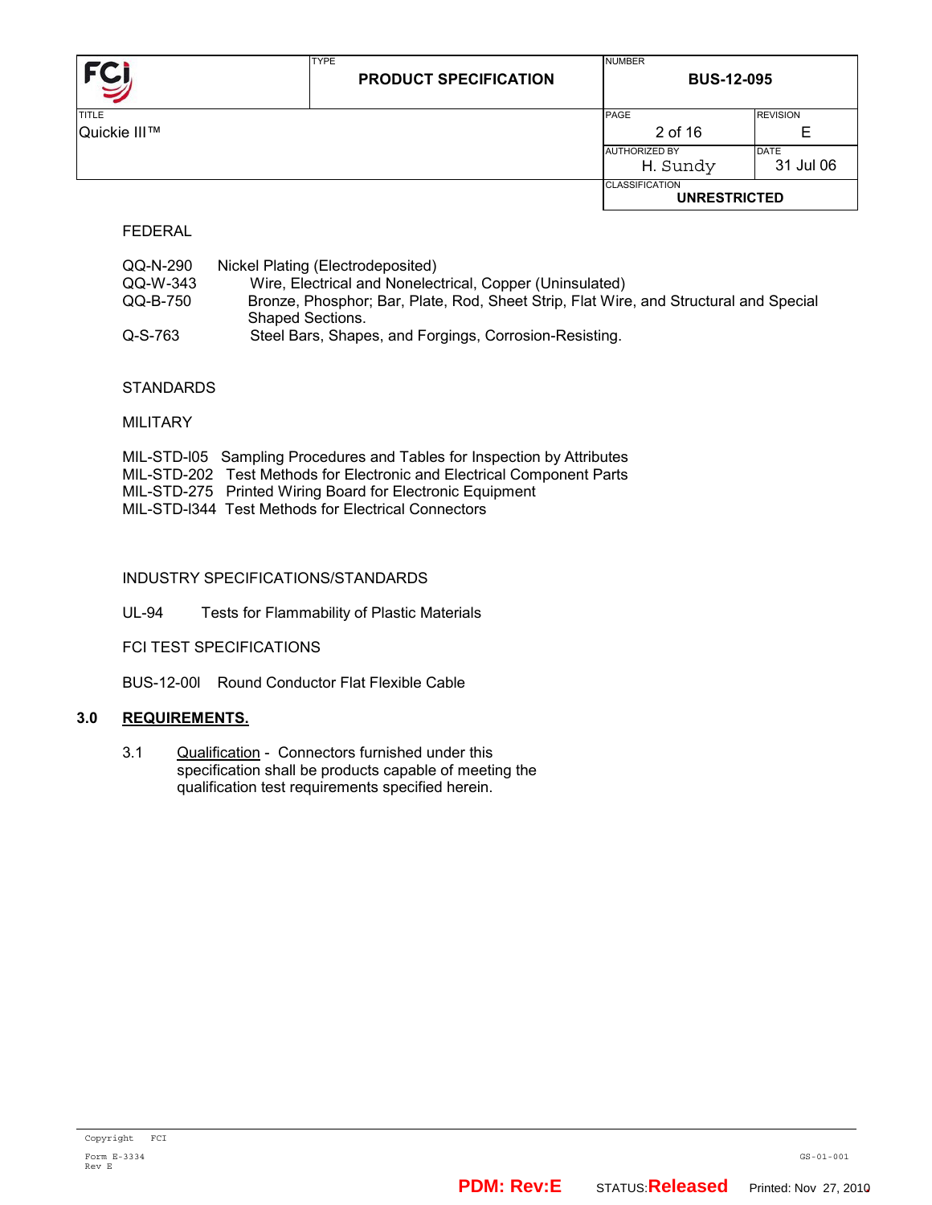FEDERAL

QQ-N-290 Nickel Plating (Electrodeposited)
QQ-W-343 Wire, Electrical and Nonelectrical, Copper (Uninsulated)
QQ-B-750 Bronze, Phosphor; Bar, Plate, Rod, Sheet Strip, Flat Wire, and Structural and Special Shaped Sections.
Q-S-763 Steel Bars, Shapes, and Forgings, Corrosion-Resisting.

STANDARDS

MILITARY

MIL-STD-l05 Sampling Procedures and Tables for Inspection by Attributes
MIL-STD-202 Test Methods for Electronic and Electrical Component Parts
MIL-STD-275 Printed Wiring Board for Electronic Equipment
MIL-STD-l344 Test Methods for Electrical Connectors

INDUSTRY SPECIFICATIONS/STANDARDS

UL-94 Tests for Flammability of Plastic Materials

FCI TEST SPECIFICATIONS

BUS-12-00l Round Conductor Flat Flexible Cable

## 3.0 REQUIREMENTS.

3.1 Qualification - Connectors furnished under this specification shall be products capable of meeting the qualification test requirements specified herein.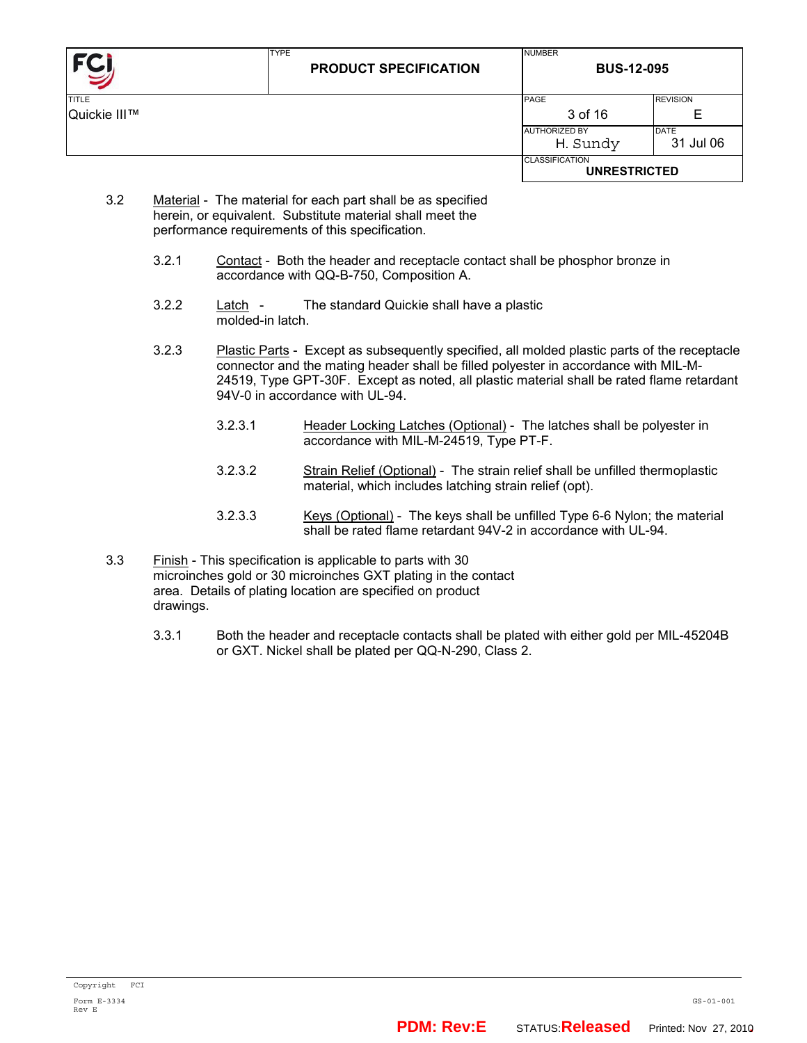3.2 Material - The material for each part shall be as specified herein, or equivalent. Substitute material shall meet the performance requirements of this specification.

3.2.1 Contact - Both the header and receptacle contact shall be phosphor bronze in accordance with QQ-B-750, Composition A.

3.2.2 Latch - The standard Quickie shall have a plastic molded-in latch.

3.2.3 Plastic Parts - Except as subsequently specified, all molded plastic parts of the receptacle connector and the mating header shall be filled polyester in accordance with MIL-M-24519, Type GPT-30F. Except as noted, all plastic material shall be rated flame retardant 94V-0 in accordance with UL-94.

3.2.3.1 Header Locking Latches (Optional) - The latches shall be polyester in accordance with MIL-M-24519, Type PT-F.

3.2.3.2 Strain Relief (Optional) - The strain relief shall be unfilled thermoplastic material, which includes latching strain relief (opt).

3.2.3.3 Keys (Optional) - The keys shall be unfilled Type 6-6 Nylon; the material shall be rated flame retardant 94V-2 in accordance with UL-94.

3.3 Finish - This specification is applicable to parts with 30 microinches gold or 30 microinches GXT plating in the contact area. Details of plating location are specified on product drawings.

3.3.1 Both the header and receptacle contacts shall be plated with either gold per MIL-45204B or GXT. Nickel shall be plated per QQ-N-290, Class 2.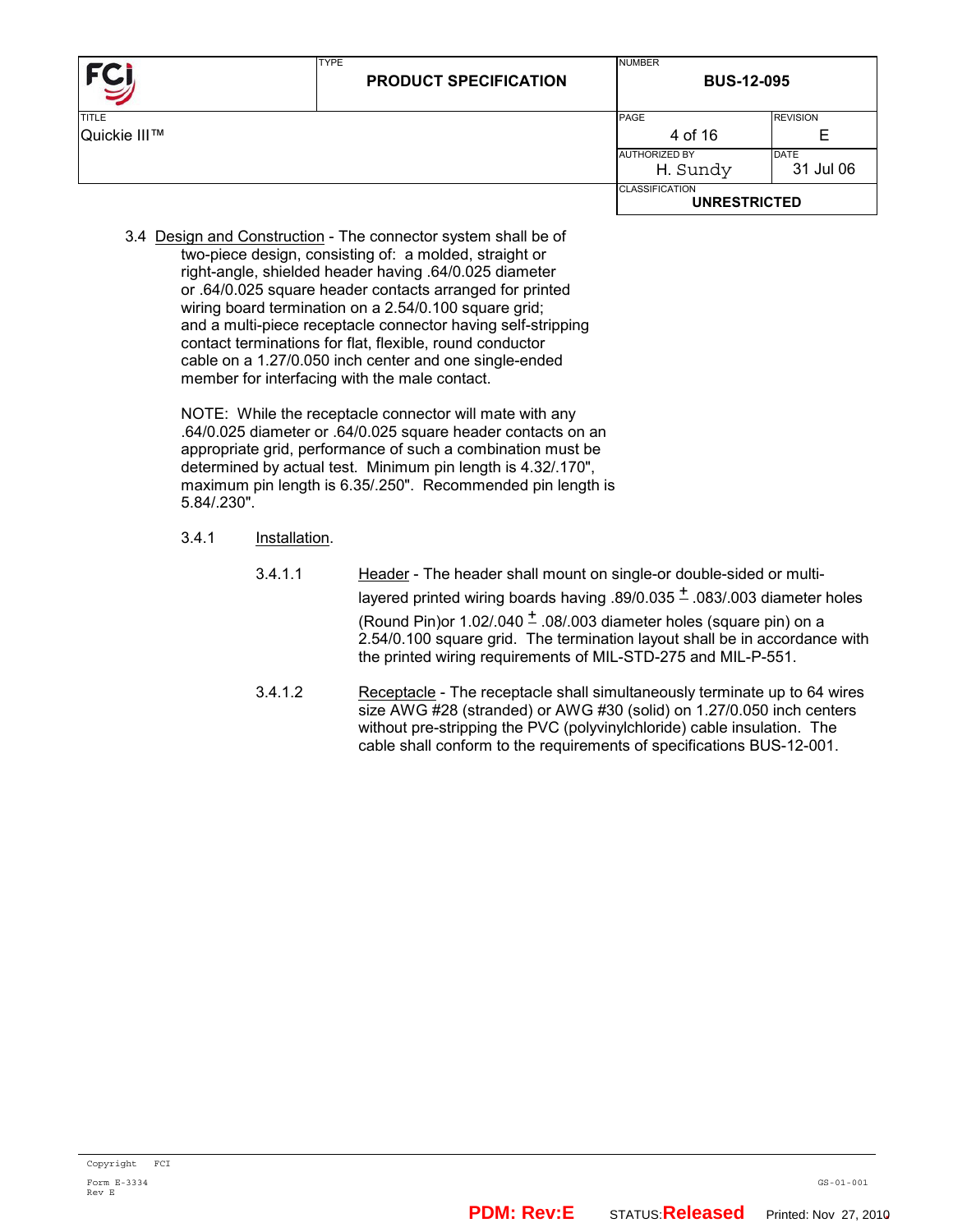3.4 Design and Construction - The connector system shall be of two-piece design, consisting of: a molded, straight or right-angle, shielded header having .64/0.025 diameter or .64/0.025 square header contacts arranged for printed wiring board termination on a 2.54/0.100 square grid; and a multi-piece receptacle connector having self-stripping contact terminations for flat, flexible, round conductor cable on a 1.27/0.050 inch center and one single-ended member for interfacing with the male contact.

NOTE: While the receptacle connector will mate with any .64/0.025 diameter or .64/0.025 square header contacts on an appropriate grid, performance of such a combination must be determined by actual test. Minimum pin length is 4.32/.170", maximum pin length is 6.35/.250". Recommended pin length is 5.84/.230".

3.4.1 Installation.

3.4.1.1 Header - The header shall mount on single-or double-sided or multi-layered printed wiring boards having .89/0.035 ± .083/.003 diameter holes (Round Pin)or 1.02/.040 ± .08/.003 diameter holes (square pin) on a 2.54/0.100 square grid. The termination layout shall be in accordance with the printed wiring requirements of MIL-STD-275 and MIL-P-551.

3.4.1.2 Receptacle - The receptacle shall simultaneously terminate up to 64 wires size AWG #28 (stranded) or AWG #30 (solid) on 1.27/0.050 inch centers without pre-stripping the PVC (polyvinylchloride) cable insulation. The cable shall conform to the requirements of specifications BUS-12-001.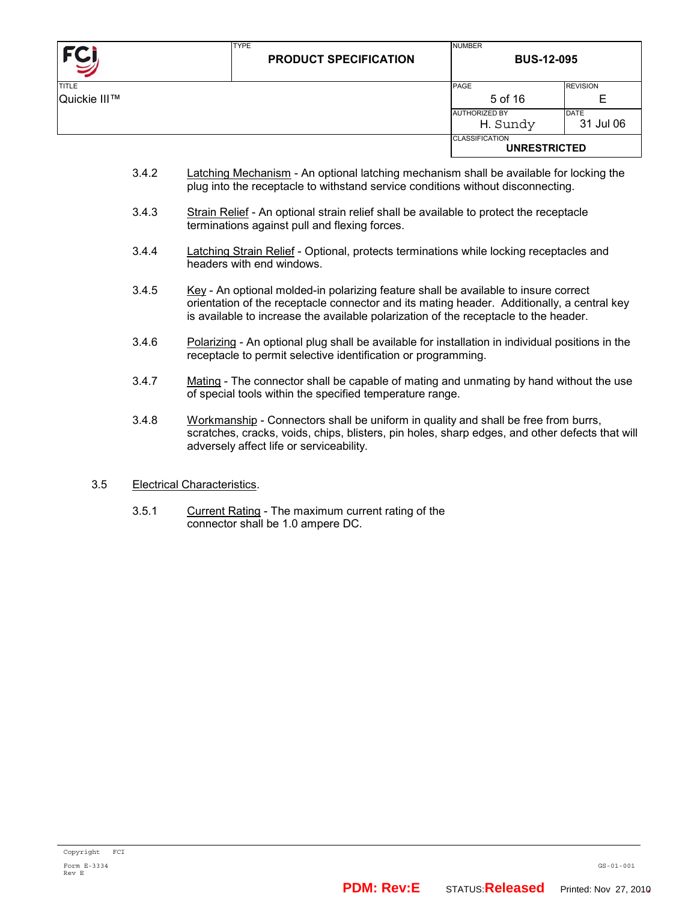3.4.2 Latching Mechanism - An optional latching mechanism shall be available for locking the plug into the receptacle to withstand service conditions without disconnecting.

3.4.3 Strain Relief - An optional strain relief shall be available to protect the receptacle terminations against pull and flexing forces.

3.4.4 Latching Strain Relief - Optional, protects terminations while locking receptacles and headers with end windows.

3.4.5 Key - An optional molded-in polarizing feature shall be available to insure correct orientation of the receptacle connector and its mating header. Additionally, a central key is available to increase the available polarization of the receptacle to the header.

3.4.6 Polarizing - An optional plug shall be available for installation in individual positions in the receptacle to permit selective identification or programming.

3.4.7 Mating - The connector shall be capable of mating and unmating by hand without the use of special tools within the specified temperature range.

3.4.8 Workmanship - Connectors shall be uniform in quality and shall be free from burrs, scratches, cracks, voids, chips, blisters, pin holes, sharp edges, and other defects that will adversely affect life or serviceability.

3.5 Electrical Characteristics.

3.5.1 Current Rating - The maximum current rating of the connector shall be 1.0 ampere DC.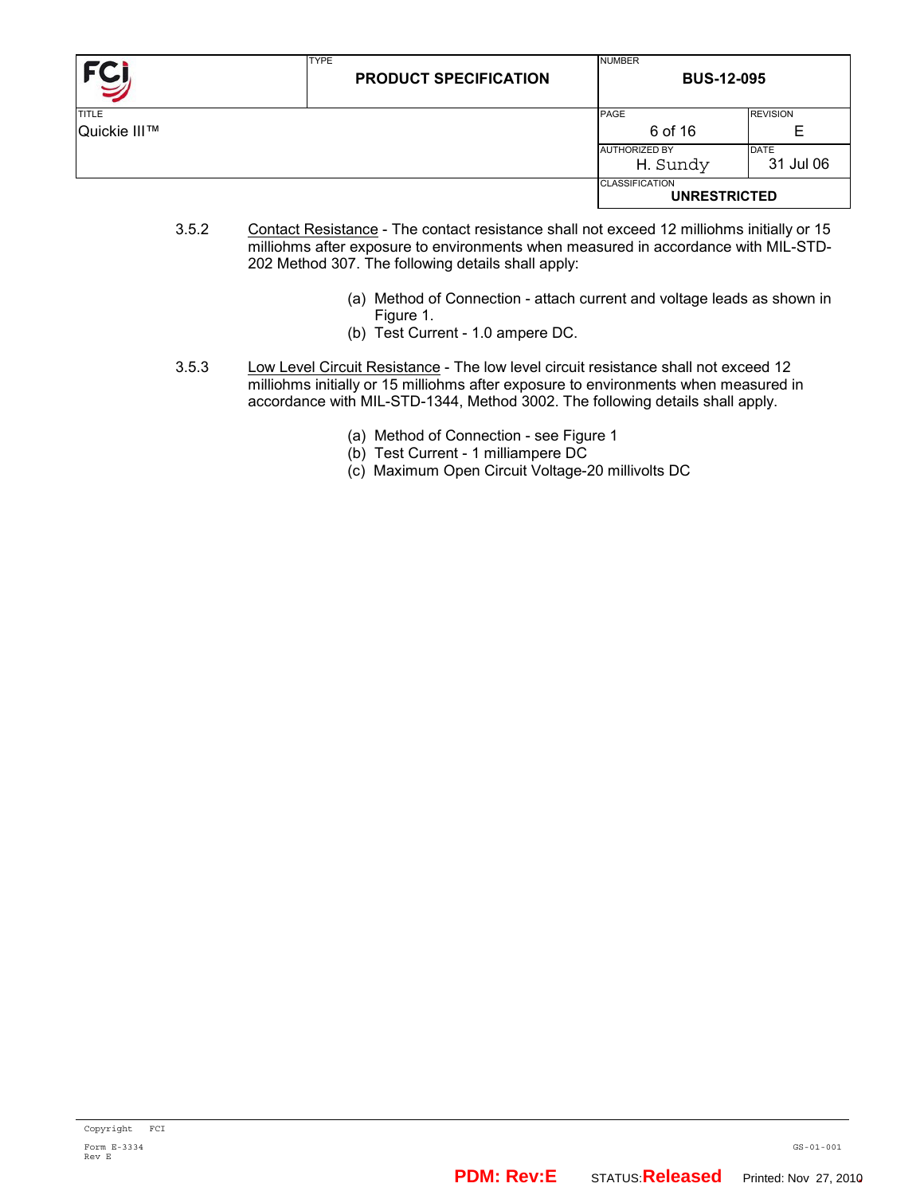3.5.2 <u>Contact Resistance</u> - The contact resistance shall not exceed 12 milliohms initially or 15 milliohms after exposure to environments when measured in accordance with MIL-STD-202 Method 307. The following details shall apply:

(a) Method of Connection - attach current and voltage leads as shown in Figure 1.
(b) Test Current - 1.0 ampere DC.

3.5.3 <u>Low Level Circuit Resistance</u> - The low level circuit resistance shall not exceed 12 milliohms initially or 15 milliohms after exposure to environments when measured in accordance with MIL-STD-1344, Method 3002. The following details shall apply.

(a) Method of Connection - see Figure 1
(b) Test Current - 1 milliampere DC
(c) Maximum Open Circuit Voltage-20 millivolts DC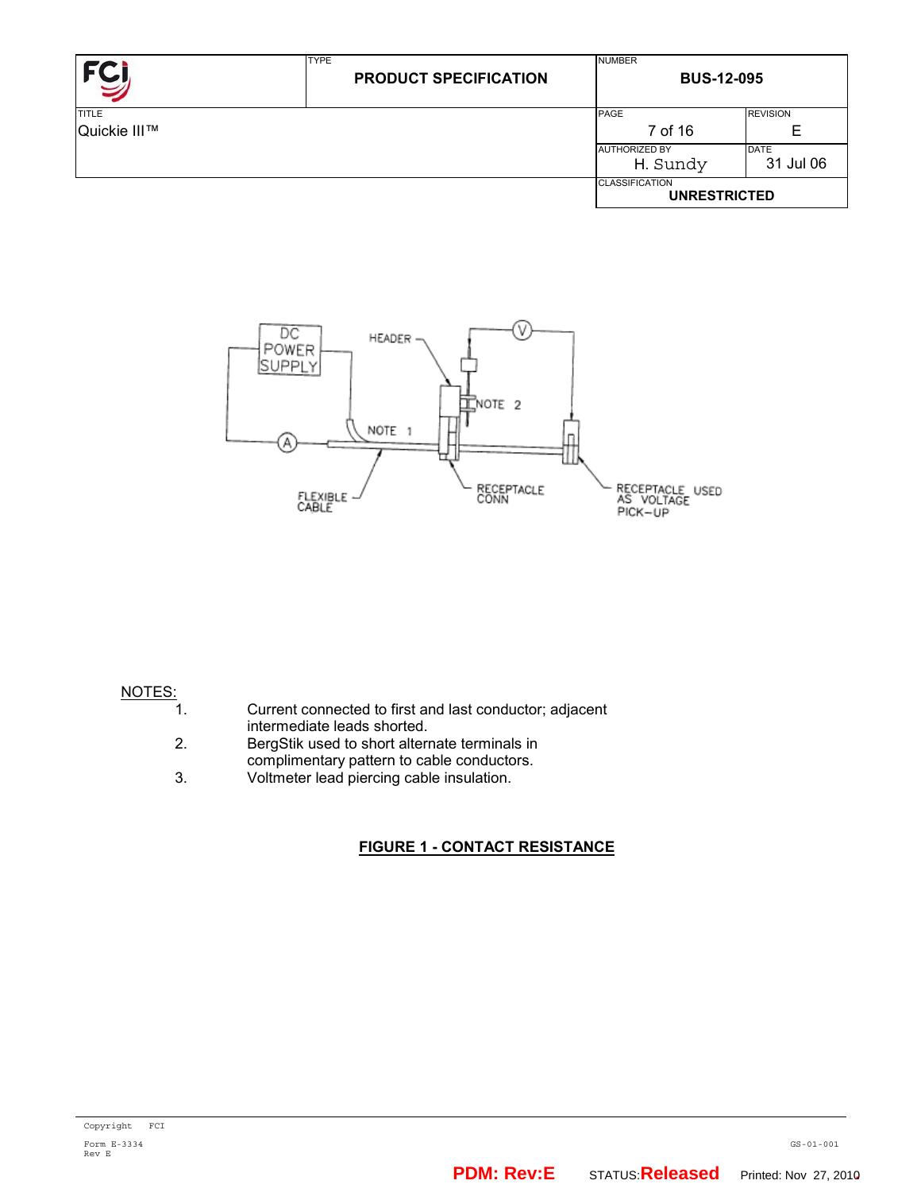NOTES:

1. Current connected to first and last conductor; adjacent intermediate leads shorted.
2. BergStik used to short alternate terminals in complimentary pattern to cable conductors.
3. Voltmeter lead piercing cable insulation.

**FIGURE 1 - CONTACT RESISTANCE**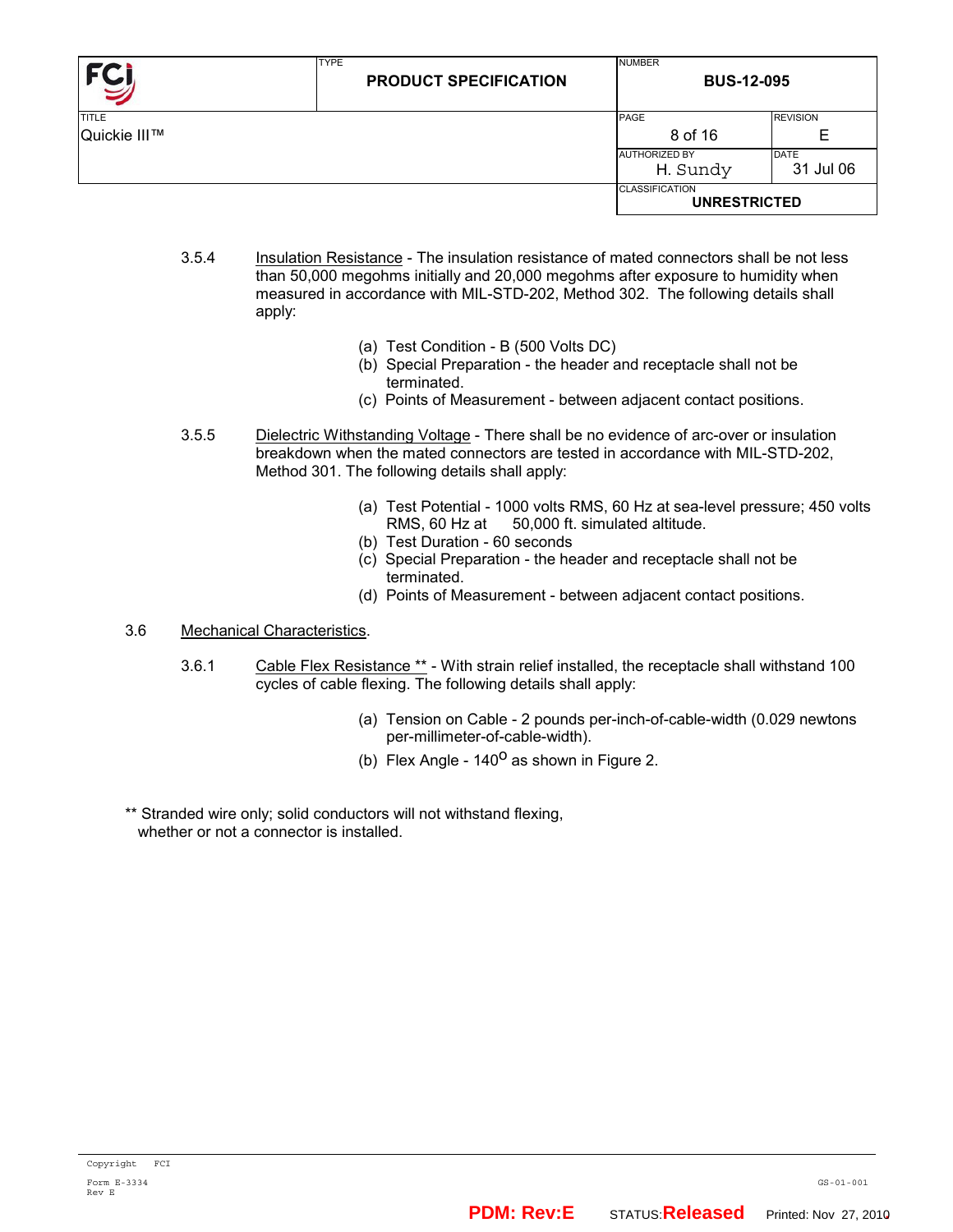3.5.4 Insulation Resistance - The insulation resistance of mated connectors shall be not less than 50,000 megohms initially and 20,000 megohms after exposure to humidity when measured in accordance with MIL-STD-202, Method 302. The following details shall apply:

(a) Test Condition - B (500 Volts DC)
(b) Special Preparation - the header and receptacle shall not be terminated.
(c) Points of Measurement - between adjacent contact positions.

3.5.5 Dielectric Withstanding Voltage - There shall be no evidence of arc-over or insulation breakdown when the mated connectors are tested in accordance with MIL-STD-202, Method 301. The following details shall apply:

(a) Test Potential - 1000 volts RMS, 60 Hz at sea-level pressure; 450 volts RMS, 60 Hz at 50,000 ft. simulated altitude.
(b) Test Duration - 60 seconds
(c) Special Preparation - the header and receptacle shall not be terminated.
(d) Points of Measurement - between adjacent contact positions.

## 3.6 Mechanical Characteristics.

3.6.1 Cable Flex Resistance ** - With strain relief installed, the receptacle shall withstand 100 cycles of cable flexing. The following details shall apply:

(a) Tension on Cable - 2 pounds per-inch-of-cable-width (0.029 newtons per-millimeter-of-cable-width).
(b) Flex Angle - 140$^{o}$ as shown in Figure 2.

** Stranded wire only; solid conductors will not withstand flexing, whether or not a connector is installed.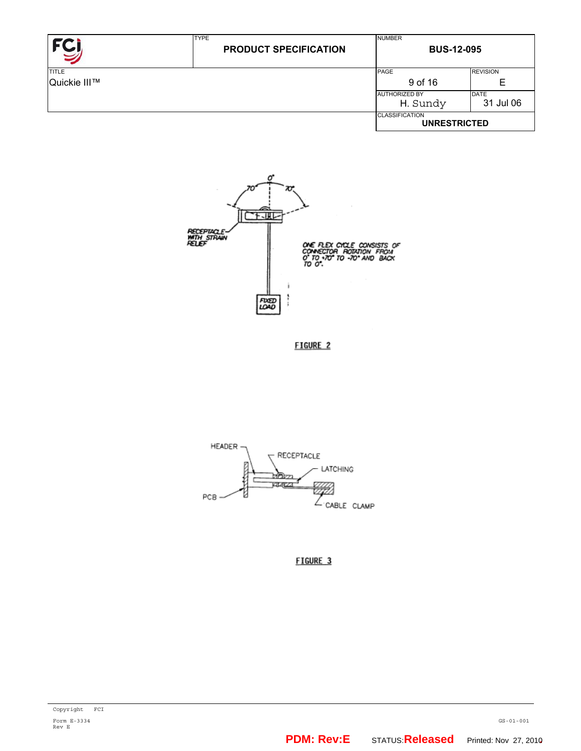0°

70°    70°

RECEPTACLE WITH STRAIN RELIEF

ONE FLEX CYCLE CONSISTS OF CONNECTOR ROTATION FROM 0° TO +70° TO -70° AND BACK TO 0°.

FIXED LOAD

FIGURE 2

HEADER

RECEPTACLE

LATCHING

PCB

CABLE CLAMP

FIGURE 3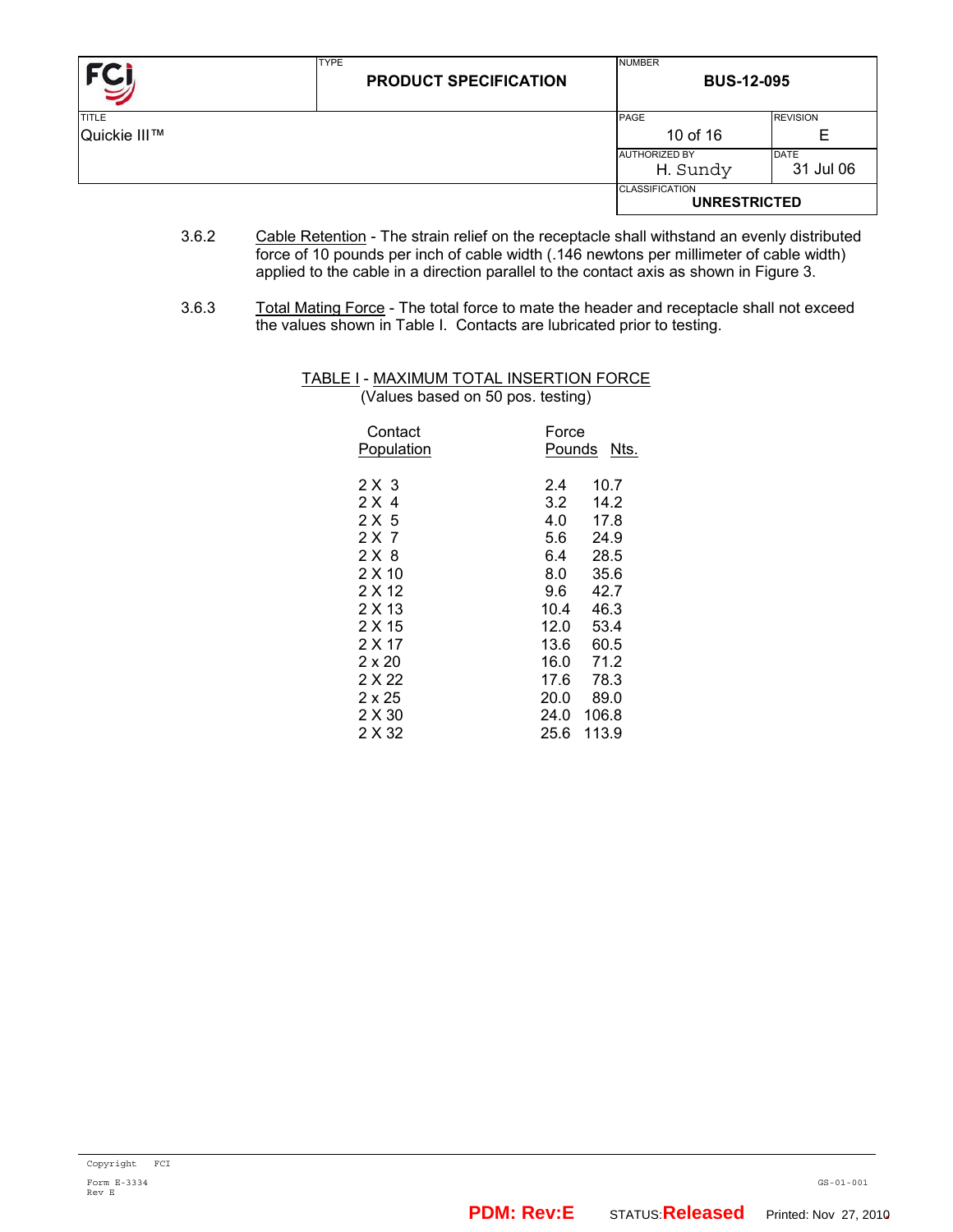3.6.2 Cable Retention - The strain relief on the receptacle shall withstand an evenly distributed force of 10 pounds per inch of cable width (.146 newtons per millimeter of cable width) applied to the cable in a direction parallel to the contact axis as shown in Figure 3.

3.6.3 Total Mating Force - The total force to mate the header and receptacle shall not exceed the values shown in Table I. Contacts are lubricated prior to testing.

TABLE I - MAXIMUM TOTAL INSERTION FORCE
(Values based on 50 pos. testing)

| Contact Population | Force Pounds | Nts. |
|---|---|---|
| 2 X 3 | 2.4 | 10.7 |
| 2 X 4 | 3.2 | 14.2 |
| 2 X 5 | 4.0 | 17.8 |
| 2 X 7 | 5.6 | 24.9 |
| 2 X 8 | 6.4 | 28.5 |
| 2 X 10 | 8.0 | 35.6 |
| 2 X 12 | 9.6 | 42.7 |
| 2 X 13 | 10.4 | 46.3 |
| 2 X 15 | 12.0 | 53.4 |
| 2 X 17 | 13.6 | 60.5 |
| 2 x 20 | 16.0 | 71.2 |
| 2 X 22 | 17.6 | 78.3 |
| 2 x 25 | 20.0 | 89.0 |
| 2 X 30 | 24.0 | 106.8 |
| 2 X 32 | 25.6 | 113.9 |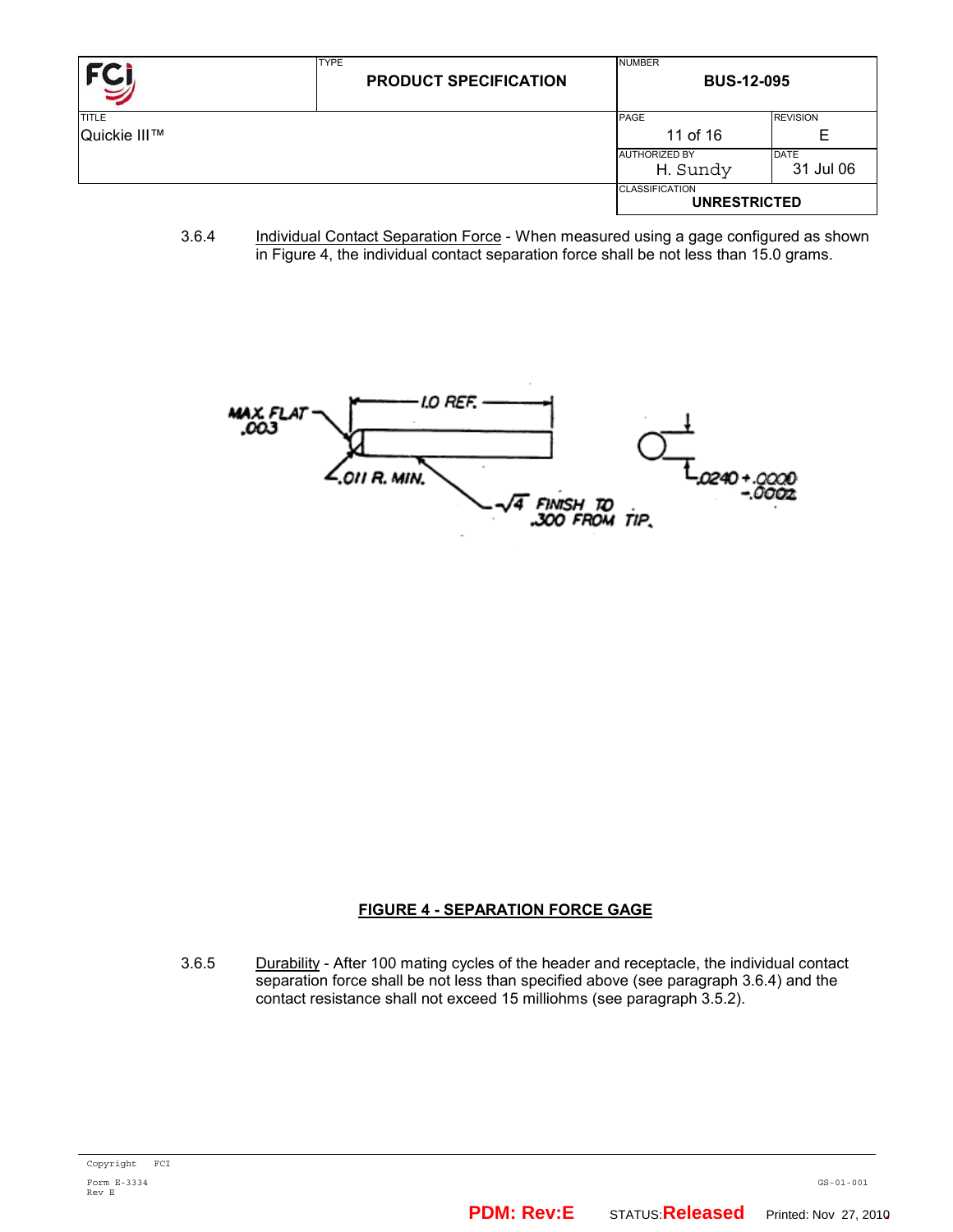3.6.4 Individual Contact Separation Force - When measured using a gage configured as shown in Figure 4, the individual contact separation force shall be not less than 15.0 grams.

MAX. FLAT .003

1.0 REF.

.011 R. MIN.

$\sqrt{4}$ FINISH TO .300 FROM TIP.

.0240 +.0000 -.0002

**FIGURE 4 - SEPARATION FORCE GAGE**

3.6.5 Durability - After 100 mating cycles of the header and receptacle, the individual contact separation force shall be not less than specified above (see paragraph 3.6.4) and the contact resistance shall not exceed 15 milliohms (see paragraph 3.5.2).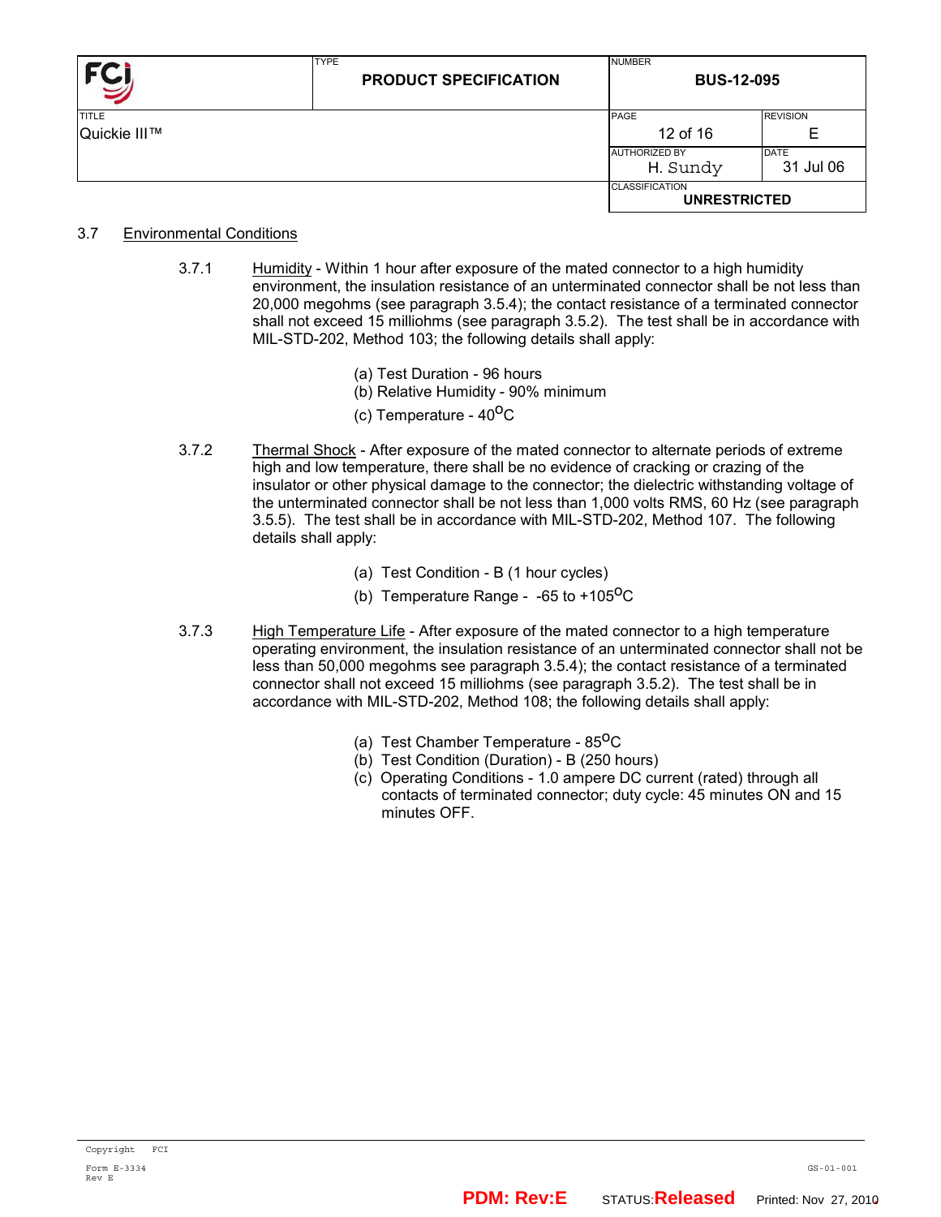## 3.7 Environmental Conditions

3.7.1 Humidity - Within 1 hour after exposure of the mated connector to a high humidity environment, the insulation resistance of an unterminated connector shall be not less than 20,000 megohms (see paragraph 3.5.4); the contact resistance of a terminated connector shall not exceed 15 milliohms (see paragraph 3.5.2). The test shall be in accordance with MIL-STD-202, Method 103; the following details shall apply:

(a) Test Duration - 96 hours
(b) Relative Humidity - 90% minimum
(c) Temperature - 40$^{O}$C

3.7.2 Thermal Shock - After exposure of the mated connector to alternate periods of extreme high and low temperature, there shall be no evidence of cracking or crazing of the insulator or other physical damage to the connector; the dielectric withstanding voltage of the unterminated connector shall be not less than 1,000 volts RMS, 60 Hz (see paragraph 3.5.5). The test shall be in accordance with MIL-STD-202, Method 107. The following details shall apply:

(a) Test Condition - B (1 hour cycles)
(b) Temperature Range - -65 to +105$^{O}$C

3.7.3 High Temperature Life - After exposure of the mated connector to a high temperature operating environment, the insulation resistance of an unterminated connector shall not be less than 50,000 megohms see paragraph 3.5.4); the contact resistance of a terminated connector shall not exceed 15 milliohms (see paragraph 3.5.2). The test shall be in accordance with MIL-STD-202, Method 108; the following details shall apply:

(a) Test Chamber Temperature - 85$^{O}$C
(b) Test Condition (Duration) - B (250 hours)
(c) Operating Conditions - 1.0 ampere DC current (rated) through all contacts of terminated connector; duty cycle: 45 minutes ON and 15 minutes OFF.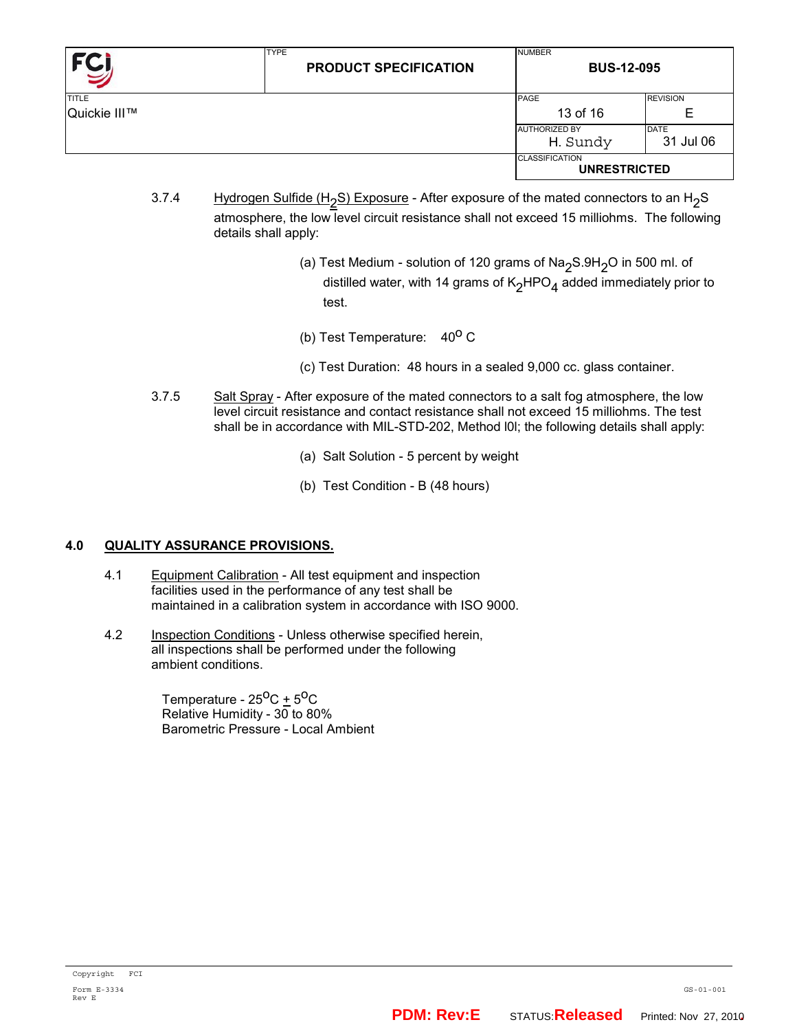3.7.4 Hydrogen Sulfide ($H_2S$) Exposure - After exposure of the mated connectors to an $H_2S$ atmosphere, the low level circuit resistance shall not exceed 15 milliohms. The following details shall apply:

(a) Test Medium - solution of 120 grams of $Na_2S.9H_2O$ in 500 ml. of distilled water, with 14 grams of $K_2HPO_4$ added immediately prior to test.

(b) Test Temperature: $40^{o}$ C

(c) Test Duration: 48 hours in a sealed 9,000 cc. glass container.

3.7.5 Salt Spray - After exposure of the mated connectors to a salt fog atmosphere, the low level circuit resistance and contact resistance shall not exceed 15 milliohms. The test shall be in accordance with MIL-STD-202, Method l0l; the following details shall apply:

(a) Salt Solution - 5 percent by weight

(b) Test Condition - B (48 hours)

## 4.0 QUALITY ASSURANCE PROVISIONS.

4.1 Equipment Calibration - All test equipment and inspection facilities used in the performance of any test shall be maintained in a calibration system in accordance with ISO 9000.

4.2 Inspection Conditions - Unless otherwise specified herein, all inspections shall be performed under the following ambient conditions.

Temperature - $25^{o}C \pm 5^{o}C$
Relative Humidity - 30 to 80%
Barometric Pressure - Local Ambient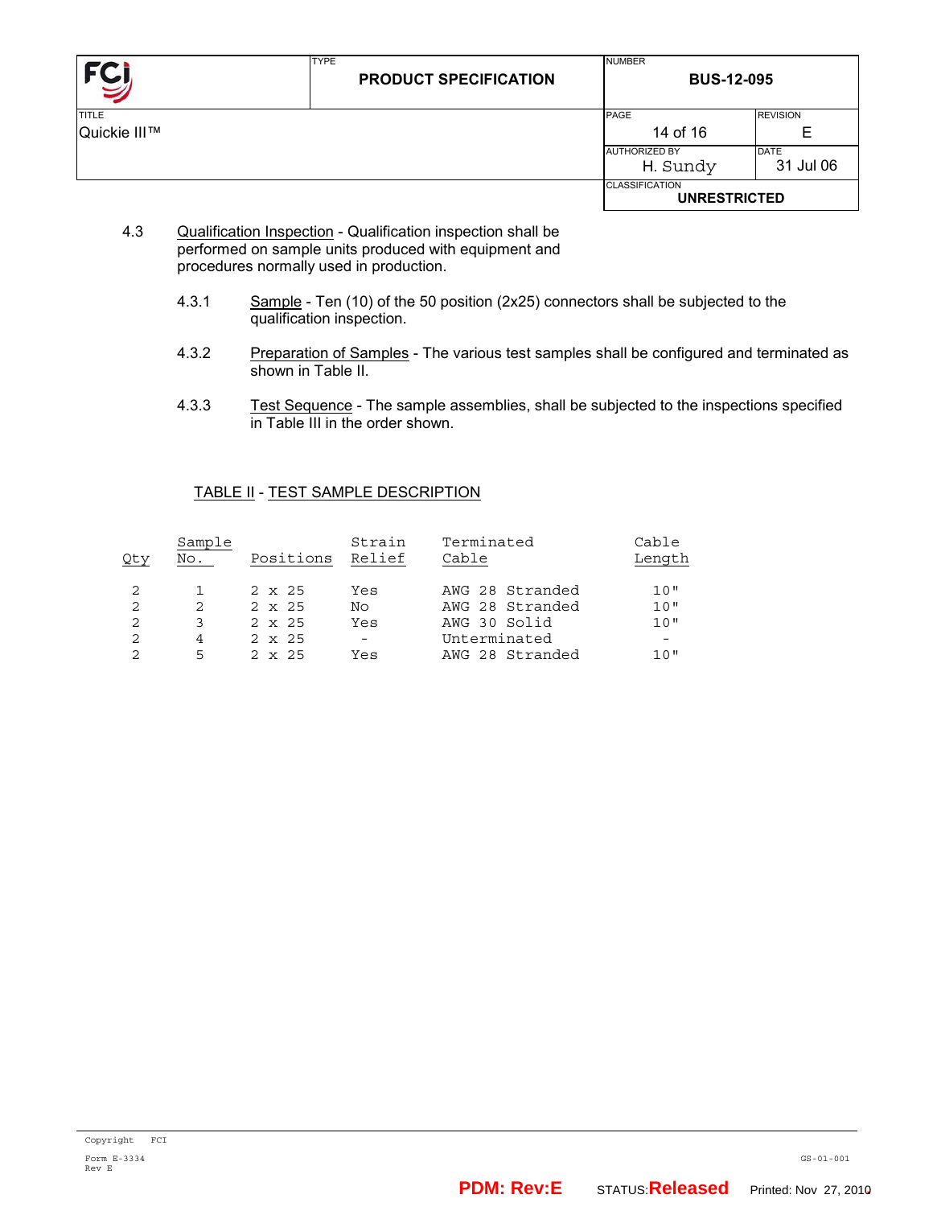4.3 Qualification Inspection - Qualification inspection shall be performed on sample units produced with equipment and procedures normally used in production.

4.3.1 Sample - Ten (10) of the 50 position (2x25) connectors shall be subjected to the qualification inspection.

4.3.2 Preparation of Samples - The various test samples shall be configured and terminated as shown in Table II.

4.3.3 Test Sequence - The sample assemblies, shall be subjected to the inspections specified in Table III in the order shown.

TABLE II - TEST SAMPLE DESCRIPTION

| Qty | Sample No. | Positions | Strain Relief | Terminated Cable | Cable Length |
|---|---|---|---|---|---|
| 2 | 1 | 2 x 25 | Yes | AWG 28 Stranded | 10" |
| 2 | 2 | 2 x 25 | No | AWG 28 Stranded | 10" |
| 2 | 3 | 2 x 25 | Yes | AWG 30 Solid | 10" |
| 2 | 4 | 2 x 25 | - | Unterminated | - |
| 2 | 5 | 2 x 25 | Yes | AWG 28 Stranded | 10" |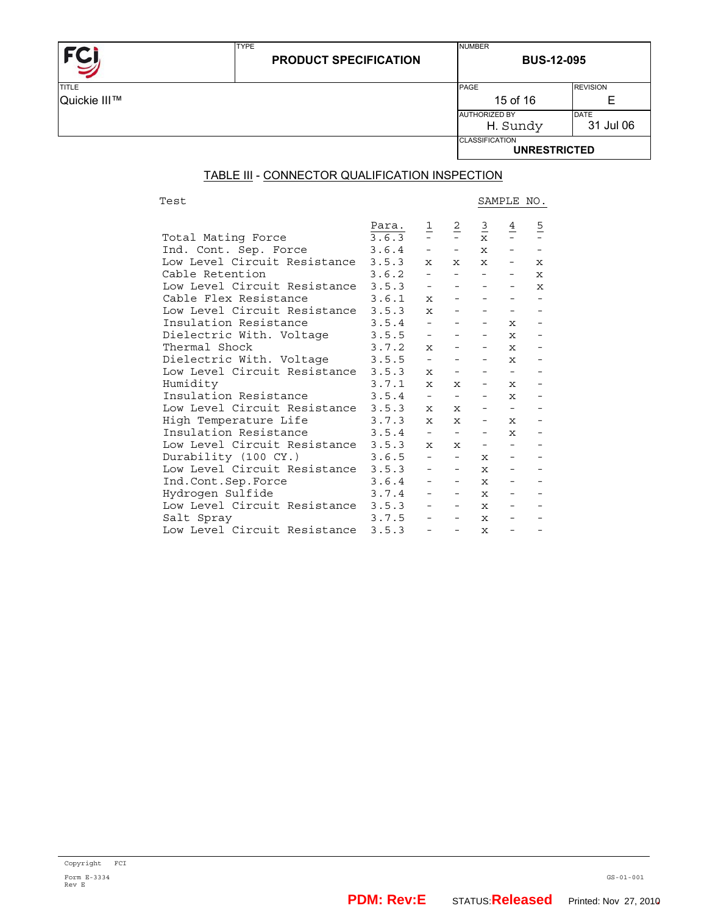## TABLE III - CONNECTOR QUALIFICATION INSPECTION

| Test | Para. | 1 | 2 | 3 | 4 | 5 |
|---|---|---|---|---|---|---|
| Total Mating Force | 3.6.3 | - | - | x | - | - |
| Ind. Cont. Sep. Force | 3.6.4 | - | - | x | - | - |
| Low Level Circuit Resistance | 3.5.3 | x | x | x | - | x |
| Cable Retention | 3.6.2 | - | - | - | - | x |
| Low Level Circuit Resistance | 3.5.3 | - | - | - | - | x |
| Cable Flex Resistance | 3.6.1 | x | - | - | - | - |
| Low Level Circuit Resistance | 3.5.3 | x | - | - | - | - |
| Insulation Resistance | 3.5.4 | - | - | - | x | - |
| Dielectric With. Voltage | 3.5.5 | - | - | - | x | - |
| Thermal Shock | 3.7.2 | x | - | - | x | - |
| Dielectric With. Voltage | 3.5.5 | - | - | - | x | - |
| Low Level Circuit Resistance | 3.5.3 | x | - | - | - | - |
| Humidity | 3.7.1 | x | x | - | x | - |
| Insulation Resistance | 3.5.4 | - | - | - | x | - |
| Low Level Circuit Resistance | 3.5.3 | x | x | - | - | - |
| High Temperature Life | 3.7.3 | x | x | - | x | - |
| Insulation Resistance | 3.5.4 | - | - | - | x | - |
| Low Level Circuit Resistance | 3.5.3 | x | x | - | - | - |
| Durability (100 CY.) | 3.6.5 | - | - | x | - | - |
| Low Level Circuit Resistance | 3.5.3 | - | - | x | - | - |
| Ind.Cont.Sep.Force | 3.6.4 | - | - | x | - | - |
| Hydrogen Sulfide | 3.7.4 | - | - | x | - | - |
| Low Level Circuit Resistance | 3.5.3 | - | - | x | - | - |
| Salt Spray | 3.7.5 | - | - | x | - | - |
| Low Level Circuit Resistance | 3.5.3 | - | - | x | - | - |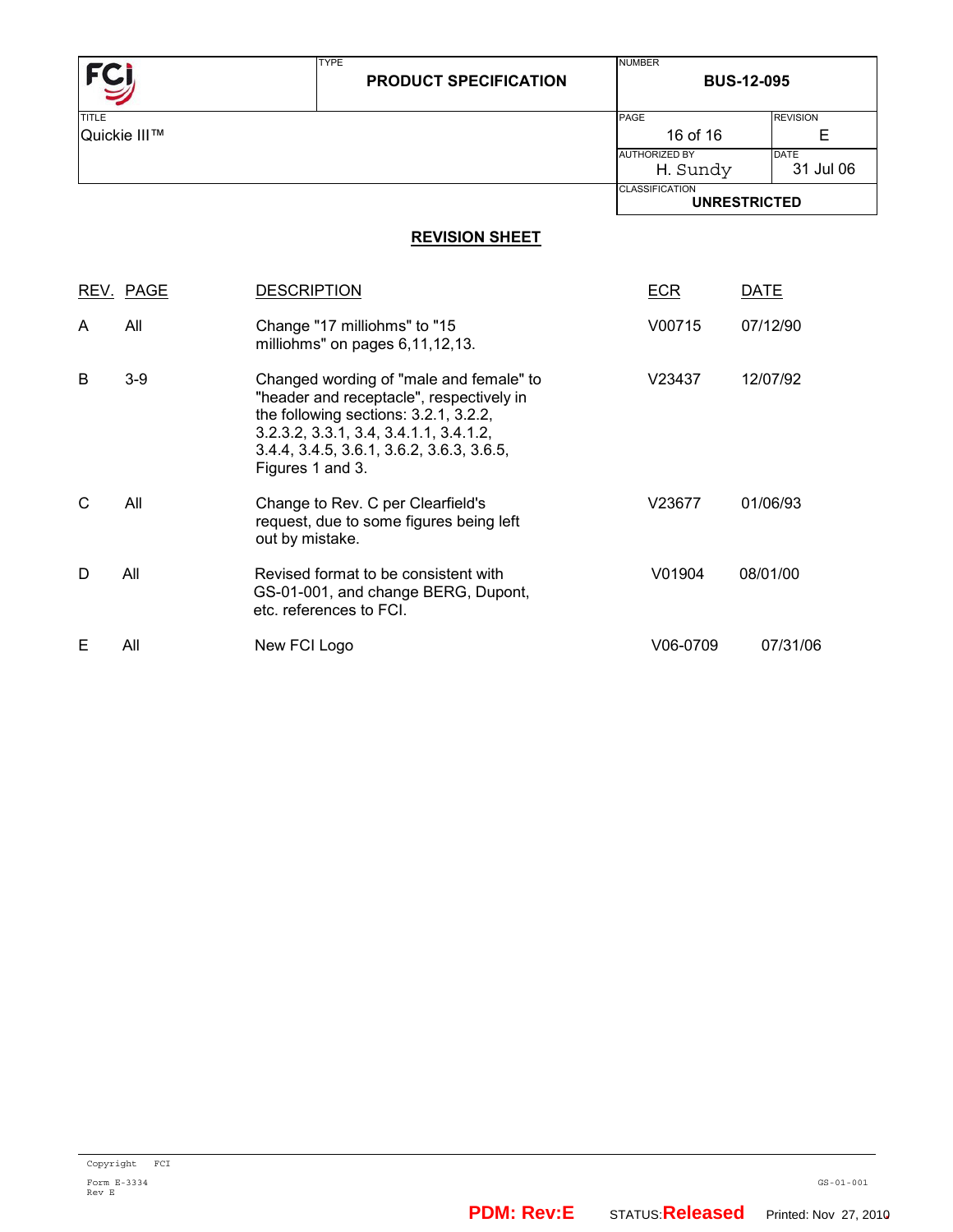## REVISION SHEET

| REV. | PAGE | DESCRIPTION | ECR | DATE |
|---|---|---|---|---|
| A | All | Change "17 milliohms" to "15 milliohms" on pages 6,11,12,13. | V00715 | 07/12/90 |
| B | 3-9 | Changed wording of "male and female" to "header and receptacle", respectively in the following sections: 3.2.1, 3.2.2, 3.2.3.2, 3.3.1, 3.4, 3.4.1.1, 3.4.1.2, 3.4.4, 3.4.5, 3.6.1, 3.6.2, 3.6.3, 3.6.5, Figures 1 and 3. | V23437 | 12/07/92 |
| C | All | Change to Rev. C per Clearfield's request, due to some figures being left out by mistake. | V23677 | 01/06/93 |
| D | All | Revised format to be consistent with GS-01-001, and change BERG, Dupont, etc. references to FCI. | V01904 | 08/01/00 |
| E | All | New FCI Logo | V06-0709 | 07/31/06 |